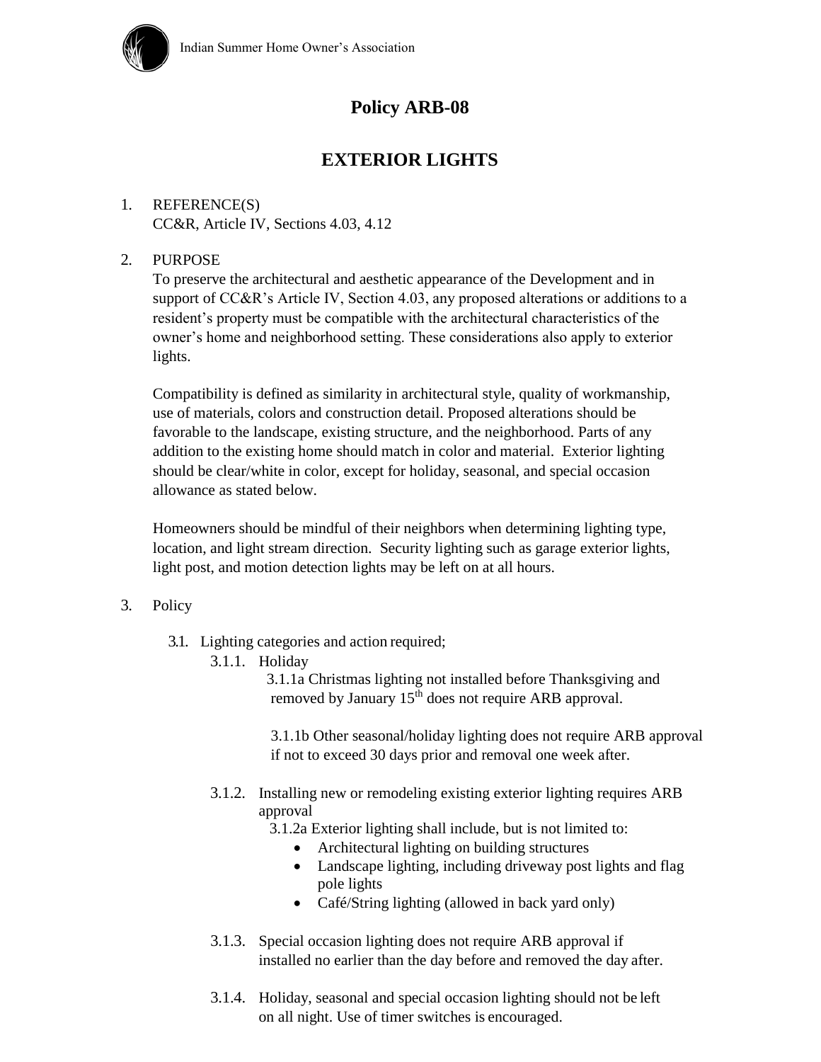Indian Summer Home Owner's Association

# Policy ARB-08

# EXTERIOR LIGHTS

1. REFERENCE(S)
   CC&R, Article IV, Sections 4.03, 4.12

2. PURPOSE
   To preserve the architectural and aesthetic appearance of the Development and in support of CC&R's Article IV, Section 4.03, any proposed alterations or additions to a resident's property must be compatible with the architectural characteristics of the owner's home and neighborhood setting. These considerations also apply to exterior lights.

   Compatibility is defined as similarity in architectural style, quality of workmanship, use of materials, colors and construction detail. Proposed alterations should be favorable to the landscape, existing structure, and the neighborhood. Parts of any addition to the existing home should match in color and material. Exterior lighting should be clear/white in color, except for holiday, seasonal, and special occasion allowance as stated below.

   Homeowners should be mindful of their neighbors when determining lighting type, location, and light stream direction. Security lighting such as garage exterior lights, light post, and motion detection lights may be left on at all hours.

3. Policy

   3.1. Lighting categories and action required;

   3.1.1. Holiday

   3.1.1a Christmas lighting not installed before Thanksgiving and removed by January 15th does not require ARB approval.

   3.1.1b Other seasonal/holiday lighting does not require ARB approval if not to exceed 30 days prior and removal one week after.

   3.1.2. Installing new or remodeling existing exterior lighting requires ARB approval

   3.1.2a Exterior lighting shall include, but is not limited to:
   - Architectural lighting on building structures
   - Landscape lighting, including driveway post lights and flag pole lights
   - Café/String lighting (allowed in back yard only)

   3.1.3. Special occasion lighting does not require ARB approval if installed no earlier than the day before and removed the day after.

   3.1.4. Holiday, seasonal and special occasion lighting should not be left on all night. Use of timer switches is encouraged.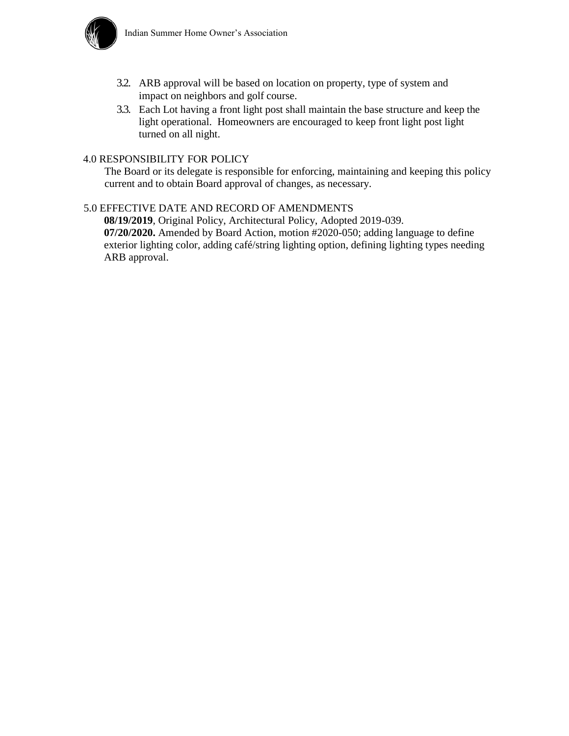3.2. ARB approval will be based on location on property, type of system and impact on neighbors and golf course.

3.3. Each Lot having a front light post shall maintain the base structure and keep the light operational. Homeowners are encouraged to keep front light post light turned on all night.

## 4.0 RESPONSIBILITY FOR POLICY

The Board or its delegate is responsible for enforcing, maintaining and keeping this policy current and to obtain Board approval of changes, as necessary.

## 5.0 EFFECTIVE DATE AND RECORD OF AMENDMENTS

**08/19/2019**, Original Policy, Architectural Policy, Adopted 2019-039.

**07/20/2020.** Amended by Board Action, motion #2020-050; adding language to define exterior lighting color, adding café/string lighting option, defining lighting types needing ARB approval.